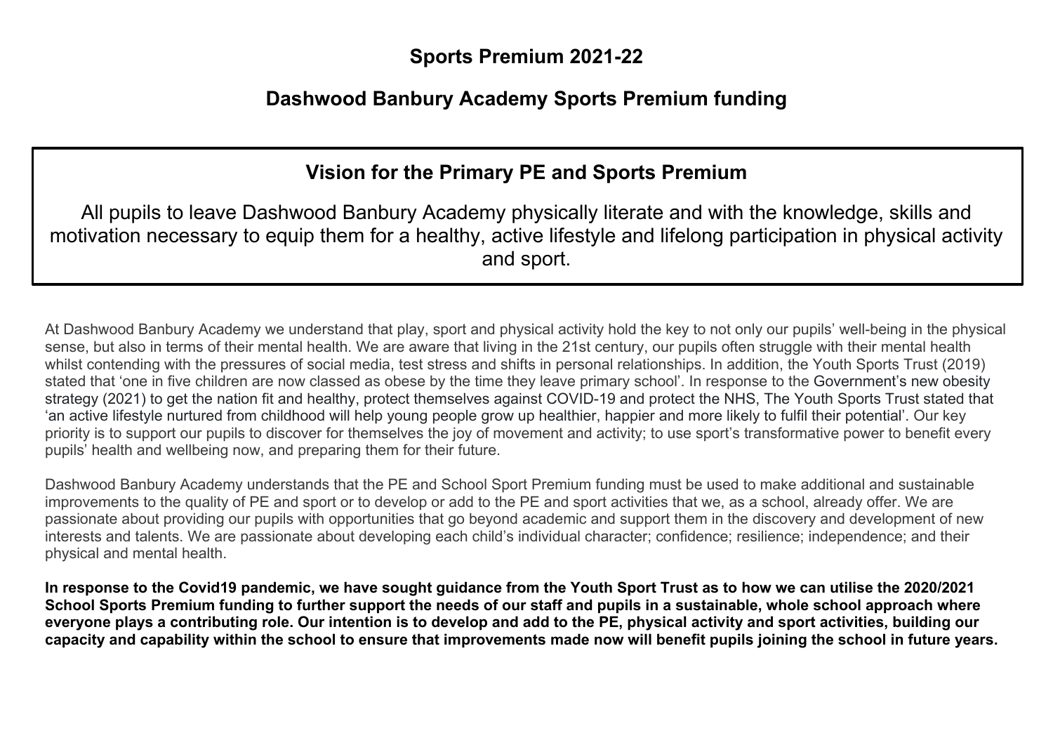# Sports Premium 2021-22

## Dashwood Banbury Academy Sports Premium funding

### Vision for the Primary PE and Sports Premium

All pupils to leave Dashwood Banbury Academy physically literate and with the knowledge, skills and motivation necessary to equip them for a healthy, active lifestyle and lifelong participation in physical activity and sport.

At Dashwood Banbury Academy we understand that play, sport and physical activity hold the key to not only our pupils' well-being in the physical sense, but also in terms of their mental health. We are aware that living in the 21st century, our pupils often struggle with their mental health whilst contending with the pressures of social media, test stress and shifts in personal relationships. In addition, the Youth Sports Trust (2019) stated that 'one in five children are now classed as obese by the time they leave primary school'. In response to the Government's new obesity strategy (2021) to get the nation fit and healthy, protect themselves against COVID-19 and protect the NHS, The Youth Sports Trust stated that 'an active lifestyle nurtured from childhood will help young people grow up healthier, happier and more likely to fulfil their potential'. Our key priority is to support our pupils to discover for themselves the joy of movement and activity; to use sport's transformative power to benefit every pupils' health and wellbeing now, and preparing them for their future.

Dashwood Banbury Academy understands that the PE and School Sport Premium funding must be used to make additional and sustainable improvements to the quality of PE and sport or to develop or add to the PE and sport activities that we, as a school, already offer. We are passionate about providing our pupils with opportunities that go beyond academic and support them in the discovery and development of new interests and talents. We are passionate about developing each child's individual character; confidence; resilience; independence; and their physical and mental health.

**In response to the Covid19 pandemic, we have sought guidance from the Youth Sport Trust as to how we can utilise the 2020/2021 School Sports Premium funding to further support the needs of our staff and pupils in a sustainable, whole school approach where everyone plays a contributing role. Our intention is to develop and add to the PE, physical activity and sport activities, building our capacity and capability within the school to ensure that improvements made now will benefit pupils joining the school in future years.**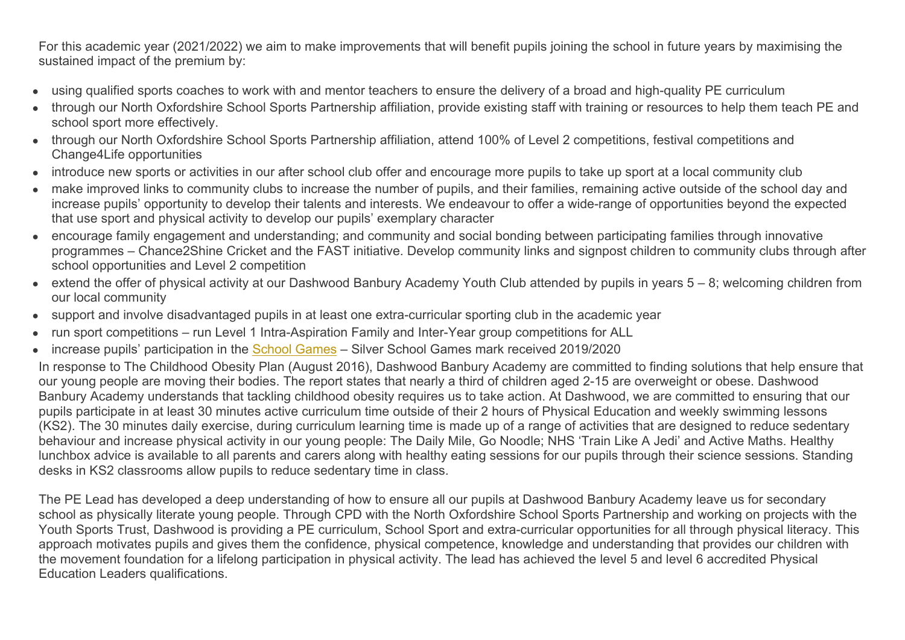For this academic year (2021/2022) we aim to make improvements that will benefit pupils joining the school in future years by maximising the sustained impact of the premium by:

- using qualified sports coaches to work with and mentor teachers to ensure the delivery of a broad and high-quality PE curriculum
- through our North Oxfordshire School Sports Partnership affiliation, provide existing staff with training or resources to help them teach PE and school sport more effectively.
- through our North Oxfordshire School Sports Partnership affiliation, attend 100% of Level 2 competitions, festival competitions and Change4Life opportunities
- introduce new sports or activities in our after school club offer and encourage more pupils to take up sport at a local community club
- make improved links to community clubs to increase the number of pupils, and their families, remaining active outside of the school day and increase pupils' opportunity to develop their talents and interests. We endeavour to offer a wide-range of opportunities beyond the expected that use sport and physical activity to develop our pupils' exemplary character
- encourage family engagement and understanding; and community and social bonding between participating families through innovative programmes – Chance2Shine Cricket and the FAST initiative. Develop community links and signpost children to community clubs through after school opportunities and Level 2 competition
- extend the offer of physical activity at our Dashwood Banbury Academy Youth Club attended by pupils in years 5 – 8; welcoming children from our local community
- support and involve disadvantaged pupils in at least one extra-curricular sporting club in the academic year
- run sport competitions – run Level 1 Intra-Aspiration Family and Inter-Year group competitions for ALL
- increase pupils' participation in the School Games – Silver School Games mark received 2019/2020

In response to The Childhood Obesity Plan (August 2016), Dashwood Banbury Academy are committed to finding solutions that help ensure that our young people are moving their bodies. The report states that nearly a third of children aged 2-15 are overweight or obese. Dashwood Banbury Academy understands that tackling childhood obesity requires us to take action. At Dashwood, we are committed to ensuring that our pupils participate in at least 30 minutes active curriculum time outside of their 2 hours of Physical Education and weekly swimming lessons (KS2). The 30 minutes daily exercise, during curriculum learning time is made up of a range of activities that are designed to reduce sedentary behaviour and increase physical activity in our young people: The Daily Mile, Go Noodle; NHS 'Train Like A Jedi' and Active Maths. Healthy lunchbox advice is available to all parents and carers along with healthy eating sessions for our pupils through their science sessions. Standing desks in KS2 classrooms allow pupils to reduce sedentary time in class.

The PE Lead has developed a deep understanding of how to ensure all our pupils at Dashwood Banbury Academy leave us for secondary school as physically literate young people. Through CPD with the North Oxfordshire School Sports Partnership and working on projects with the Youth Sports Trust, Dashwood is providing a PE curriculum, School Sport and extra-curricular opportunities for all through physical literacy. This approach motivates pupils and gives them the confidence, physical competence, knowledge and understanding that provides our children with the movement foundation for a lifelong participation in physical activity. The lead has achieved the level 5 and level 6 accredited Physical Education Leaders qualifications.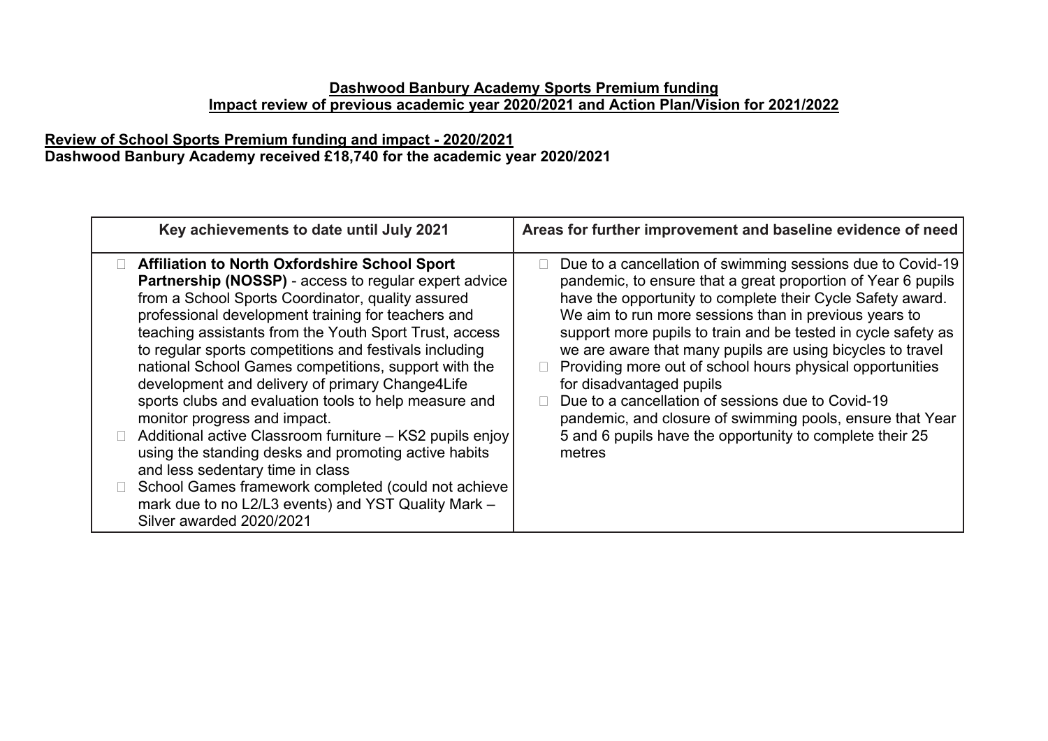**Dashwood Banbury Academy Sports Premium funding**
**Impact review of previous academic year 2020/2021 and Action Plan/Vision for 2021/2022**

**Review of School Sports Premium funding and impact - 2020/2021**
**Dashwood Banbury Academy received £18,740 for the academic year 2020/2021**

| Key achievements to date until July 2021 | Areas for further improvement and baseline evidence of need |
|---|---|
| • **Affiliation to North Oxfordshire School Sport Partnership (NOSSP)** - access to regular expert advice from a School Sports Coordinator, quality assured professional development training for teachers and teaching assistants from the Youth Sport Trust, access to regular sports competitions and festivals including national School Games competitions, support with the development and delivery of primary Change4Life sports clubs and evaluation tools to help measure and monitor progress and impact.<br>• Additional active Classroom furniture – KS2 pupils enjoy using the standing desks and promoting active habits and less sedentary time in class<br>• School Games framework completed (could not achieve mark due to no L2/L3 events) and YST Quality Mark – Silver awarded 2020/2021 | • Due to a cancellation of swimming sessions due to Covid-19 pandemic, to ensure that a great proportion of Year 6 pupils have the opportunity to complete their Cycle Safety award. We aim to run more sessions than in previous years to support more pupils to train and be tested in cycle safety as we are aware that many pupils are using bicycles to travel<br>• Providing more out of school hours physical opportunities for disadvantaged pupils<br>• Due to a cancellation of sessions due to Covid-19 pandemic, and closure of swimming pools, ensure that Year 5 and 6 pupils have the opportunity to complete their 25 metres |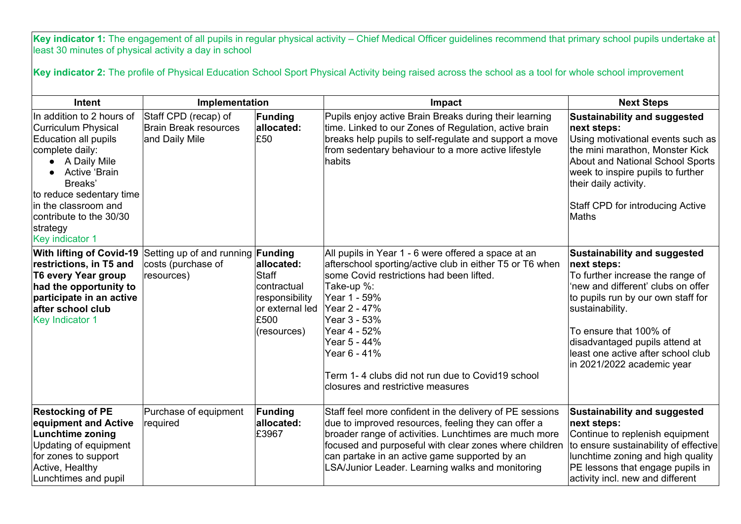**Key indicator 1:** The engagement of all pupils in regular physical activity – Chief Medical Officer guidelines recommend that primary school pupils undertake at least 30 minutes of physical activity a day in school

**Key indicator 2:** The profile of Physical Education School Sport Physical Activity being raised across the school as a tool for whole school improvement

| Intent | Implementation | | Impact | Next Steps |
|---|---|---|---|---|
| In addition to 2 hours of Curriculum Physical Education all pupils complete daily:<br>● A Daily Mile<br>● Active 'Brain Breaks'<br>to reduce sedentary time in the classroom and contribute to the 30/30 strategy<br>Key indicator 1 | Staff CPD (recap) of Brain Break resources and Daily Mile | **Funding allocated:**<br>£50 | Pupils enjoy active Brain Breaks during their learning time. Linked to our Zones of Regulation, active brain breaks help pupils to self-regulate and support a move from sedentary behaviour to a more active lifestyle habits | **Sustainability and suggested next steps:**<br>Using motivational events such as the mini marathon, Monster Kick About and National School Sports week to inspire pupils to further their daily activity.<br><br>Staff CPD for introducing Active Maths |
| **With lifting of Covid-19 restrictions, in T5 and T6 every Year group had the opportunity to participate in an active after school club**<br>Key Indicator 1 | Setting up of and running costs (purchase of resources) | **Funding allocated:**<br>Staff contractual responsibility or external led<br>£500 (resources) | All pupils in Year 1 - 6 were offered a space at an afterschool sporting/active club in either T5 or T6 when some Covid restrictions had been lifted.<br>Take-up %:<br>Year 1 - 59%<br>Year 2 - 47%<br>Year 3 - 53%<br>Year 4 - 52%<br>Year 5 - 44%<br>Year 6 - 41%<br><br>Term 1- 4 clubs did not run due to Covid19 school closures and restrictive measures | **Sustainability and suggested next steps:**<br>To further increase the range of 'new and different' clubs on offer to pupils run by our own staff for sustainability.<br><br>To ensure that 100% of disadvantaged pupils attend at least one active after school club in 2021/2022 academic year |
| **Restocking of PE equipment and Active Lunchtime zoning**<br>Updating of equipment for zones to support Active, Healthy Lunchtimes and pupil | Purchase of equipment required | **Funding allocated:**<br>£3967 | Staff feel more confident in the delivery of PE sessions due to improved resources, feeling they can offer a broader range of activities. Lunchtimes are much more focused and purposeful with clear zones where children can partake in an active game supported by an LSA/Junior Leader. Learning walks and monitoring | **Sustainability and suggested next steps:**<br>Continue to replenish equipment to ensure sustainability of effective lunchtime zoning and high quality PE lessons that engage pupils in activity incl. new and different |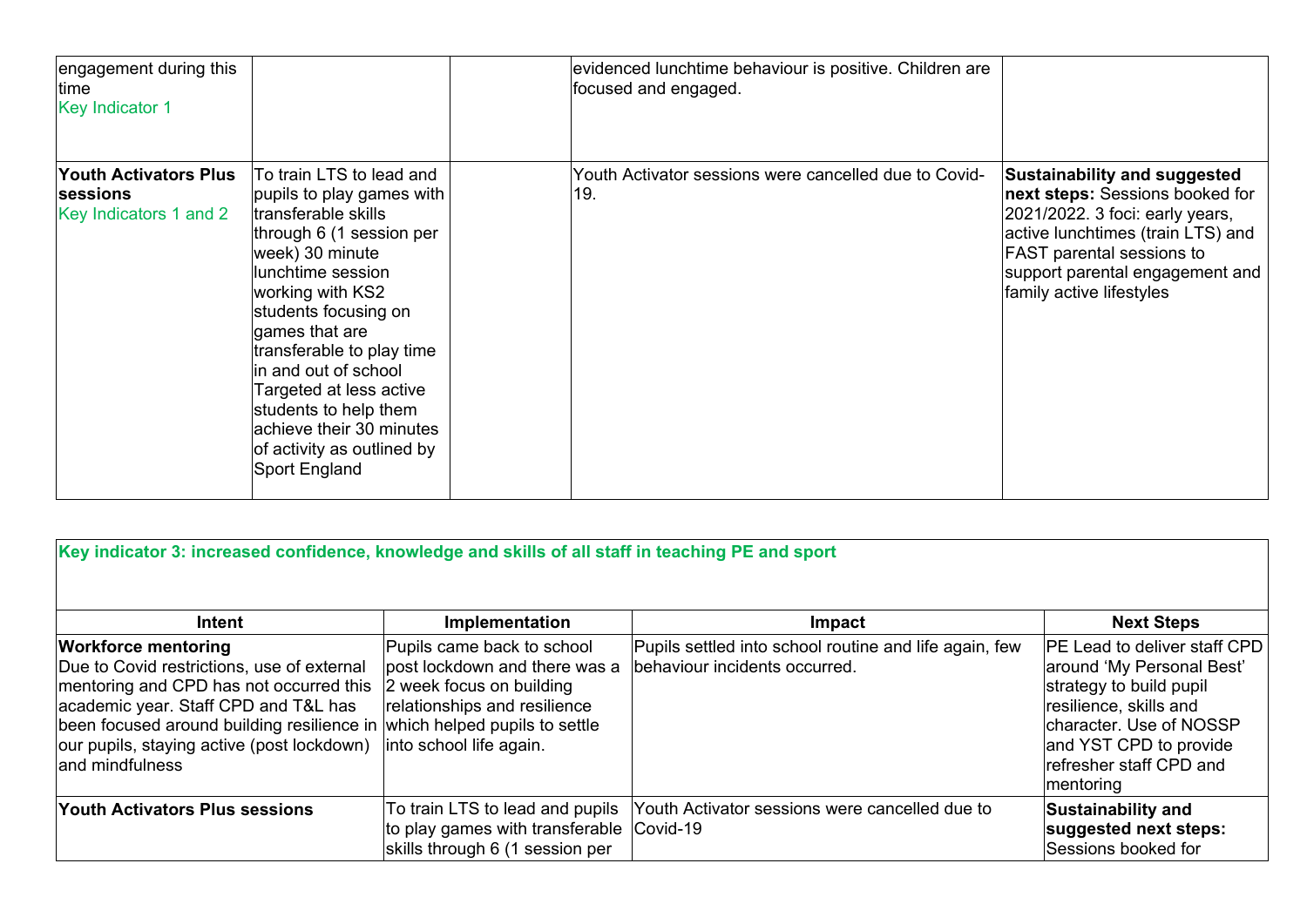| | | | | |
|---|---|---|---|---|
| engagement during this time<br>Key Indicator 1 | | | evidenced lunchtime behaviour is positive. Children are focused and engaged. | |
| **Youth Activators Plus sessions**<br>Key Indicators 1 and 2 | To train LTS to lead and pupils to play games with transferable skills through 6 (1 session per week) 30 minute lunchtime session working with KS2 students focusing on games that are transferable to play time in and out of school Targeted at less active students to help them achieve their 30 minutes of activity as outlined by Sport England | | Youth Activator sessions were cancelled due to Covid-19. | **Sustainability and suggested next steps:** Sessions booked for 2021/2022. 3 foci: early years, active lunchtimes (train LTS) and FAST parental sessions to support parental engagement and family active lifestyles |

| **Key indicator 3: increased confidence, knowledge and skills of all staff in teaching PE and sport** | | | |
|---|---|---|---|
| **Intent** | **Implementation** | **Impact** | **Next Steps** |
| **Workforce mentoring**<br>Due to Covid restrictions, use of external mentoring and CPD has not occurred this academic year. Staff CPD and T&L has been focused around building resilience in our pupils, staying active (post lockdown) and mindfulness | Pupils came back to school post lockdown and there was a 2 week focus on building relationships and resilience which helped pupils to settle into school life again. | Pupils settled into school routine and life again, few behaviour incidents occurred. | PE Lead to deliver staff CPD around 'My Personal Best' strategy to build pupil resilience, skills and character. Use of NOSSP and YST CPD to provide refresher staff CPD and mentoring |
| **Youth Activators Plus sessions** | To train LTS to lead and pupils to play games with transferable skills through 6 (1 session per | Youth Activator sessions were cancelled due to Covid-19 | **Sustainability and suggested next steps:** Sessions booked for |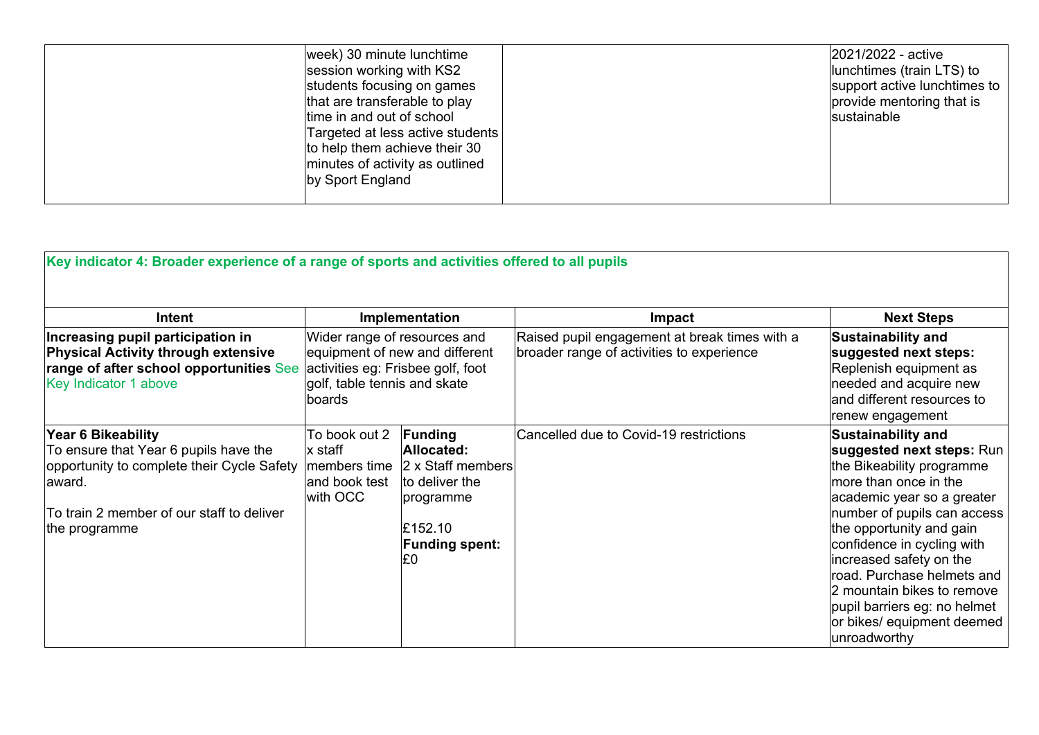| | | | |
|---|---|---|---|
| | week) 30 minute lunchtime session working with KS2 students focusing on games that are transferable to play time in and out of school Targeted at less active students to help them achieve their 30 minutes of activity as outlined by Sport England | | 2021/2022 - active lunchtimes (train LTS) to support active lunchtimes to provide mentoring that is sustainable |

| Key indicator 4: Broader experience of a range of sports and activities offered to all pupils | | | | |
|---|---|---|---|---|
| **Intent** | **Implementation** | | **Impact** | **Next Steps** |
| **Increasing pupil participation in Physical Activity through extensive range of after school opportunities** See Key Indicator 1 above | Wider range of resources and equipment of new and different activities eg: Frisbee golf, foot golf, table tennis and skate boards | | Raised pupil engagement at break times with a broader range of activities to experience | **Sustainability and suggested next steps:** Replenish equipment as needed and acquire new and different resources to renew engagement |
| **Year 6 Bikeability**<br>To ensure that Year 6 pupils have the opportunity to complete their Cycle Safety award.<br><br>To train 2 member of our staff to deliver the programme | To book out 2 x staff members time and book test with OCC | **Funding Allocated:**<br>2 x Staff members to deliver the programme<br><br>£152.10<br>**Funding spent:**<br>£0 | Cancelled due to Covid-19 restrictions | **Sustainability and suggested next steps:** Run the Bikeability programme more than once in the academic year so a greater number of pupils can access the opportunity and gain confidence in cycling with increased safety on the road. Purchase helmets and 2 mountain bikes to remove pupil barriers eg: no helmet or bikes/ equipment deemed unroadworthy |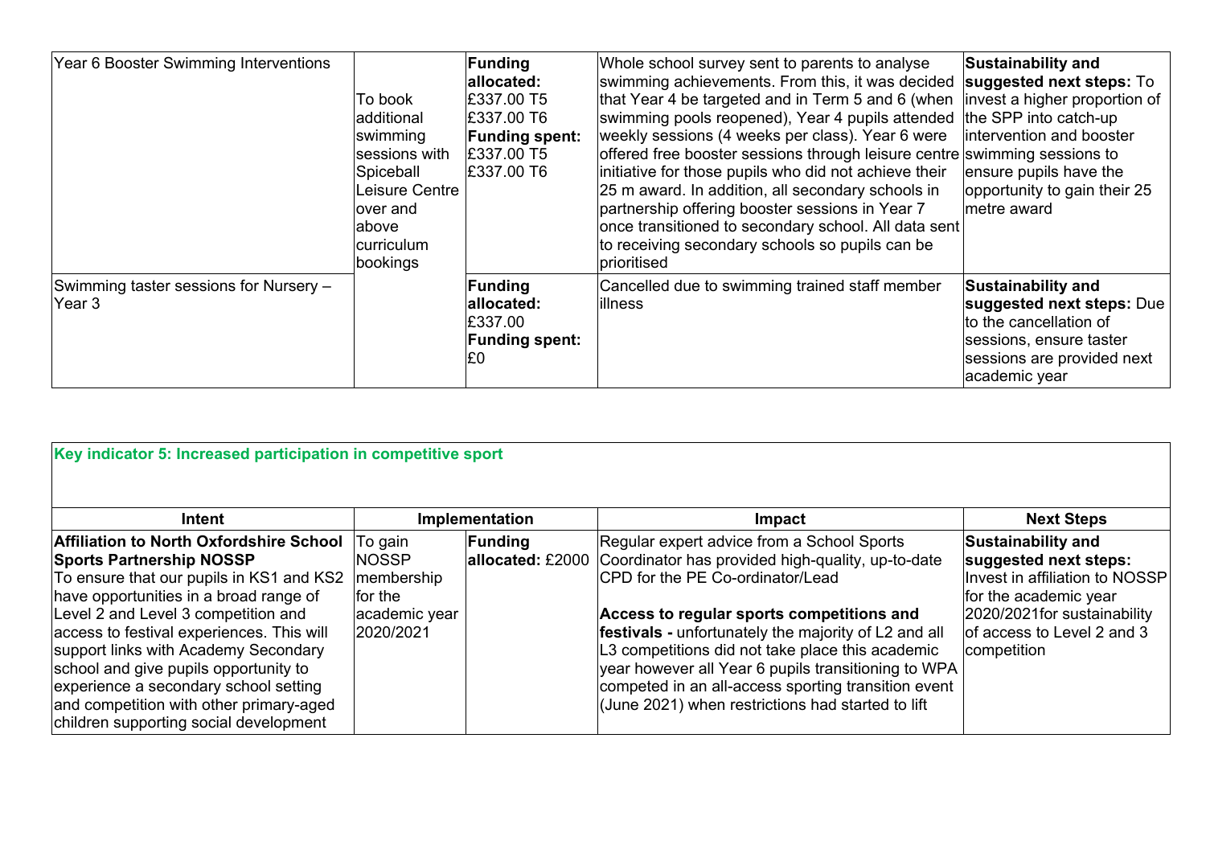| Year 6 Booster Swimming Interventions | To book additional swimming sessions with Spiceball Leisure Centre over and above curriculum bookings | **Funding allocated:** £337.00 T5 £337.00 T6 **Funding spent:** £337.00 T5 £337.00 T6 | Whole school survey sent to parents to analyse swimming achievements. From this, it was decided that Year 4 be targeted and in Term 5 and 6 (when swimming pools reopened), Year 4 pupils attended weekly sessions (4 weeks per class). Year 6 were offered free booster sessions through leisure centre initiative for those pupils who did not achieve their 25 m award. In addition, all secondary schools in partnership offering booster sessions in Year 7 once transitioned to secondary school. All data sent to receiving secondary schools so pupils can be prioritised | **Sustainability and suggested next steps:** To invest a higher proportion of the SPP into catch-up intervention and booster swimming sessions to ensure pupils have the opportunity to gain their 25 metre award |
|---|---|---|---|---|
| Swimming taster sessions for Nursery – Year 3 | | **Funding allocated:** £337.00 **Funding spent:** £0 | Cancelled due to swimming trained staff member illness | **Sustainability and suggested next steps:** Due to the cancellation of sessions, ensure taster sessions are provided next academic year |

| **Key indicator 5: Increased participation in competitive sport** | | | | |
|---|---|---|---|---|
| **Intent** | **Implementation** | | **Impact** | **Next Steps** |
| **Affiliation to North Oxfordshire School Sports Partnership NOSSP** To ensure that our pupils in KS1 and KS2 have opportunities in a broad range of Level 2 and Level 3 competition and access to festival experiences. This will support links with Academy Secondary school and give pupils opportunity to experience a secondary school setting and competition with other primary-aged children supporting social development | To gain NOSSP membership for the academic year 2020/2021 | **Funding allocated:** £2000 | Regular expert advice from a School Sports Coordinator has provided high-quality, up-to-date CPD for the PE Co-ordinator/Lead<br><br>**Access to regular sports competitions and festivals -** unfortunately the majority of L2 and all L3 competitions did not take place this academic year however all Year 6 pupils transitioning to WPA competed in an all-access sporting transition event (June 2021) when restrictions had started to lift | **Sustainability and suggested next steps:** Invest in affiliation to NOSSP for the academic year 2020/2021for sustainability of access to Level 2 and 3 competition |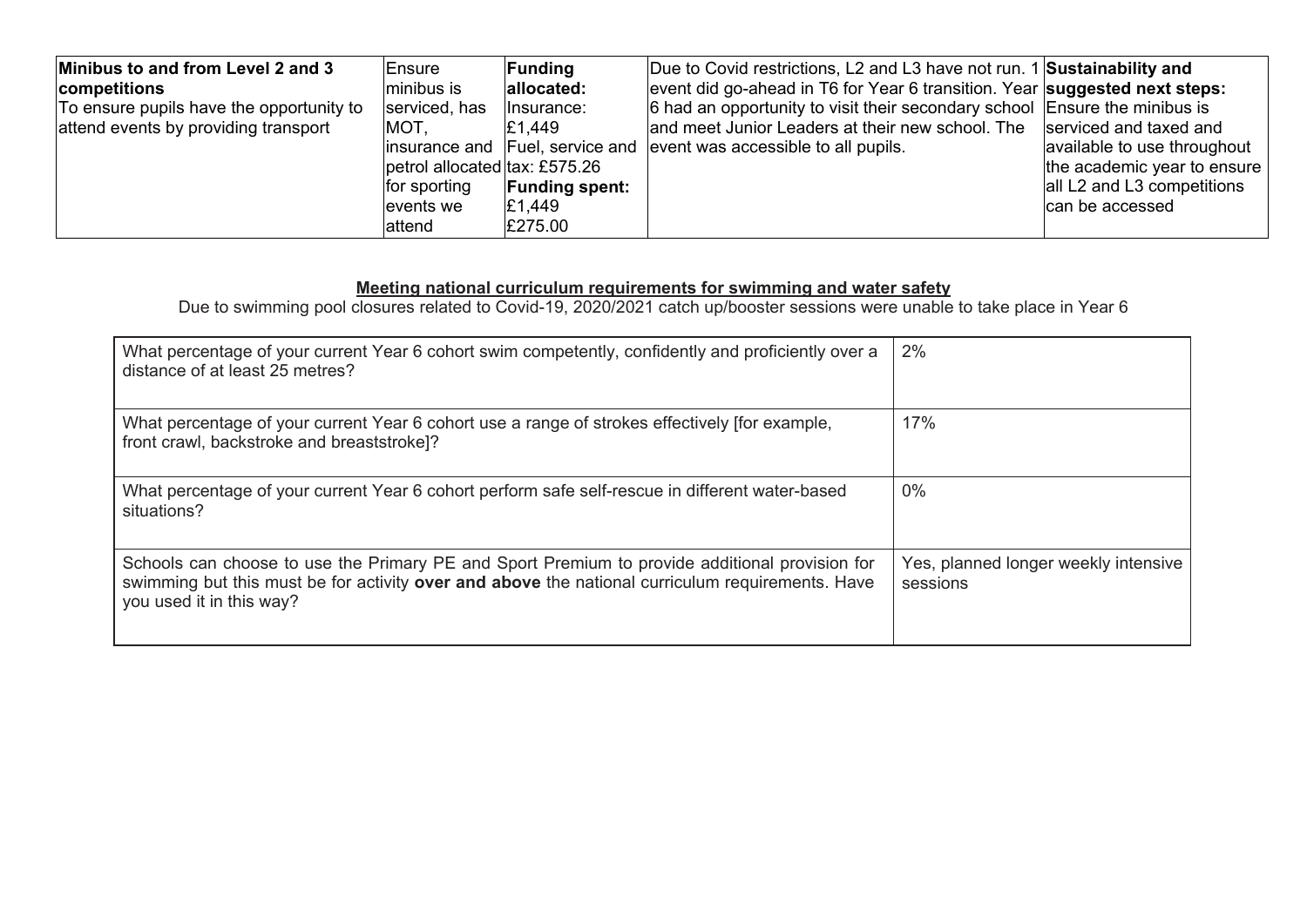| **Minibus to and from Level 2 and 3 competitions** To ensure pupils have the opportunity to attend events by providing transport | Ensure minibus is serviced, has MOT, insurance and petrol allocated for sporting events we attend | **Funding allocated:** Insurance: £1,449 Fuel, service and tax: £575.26 **Funding spent:** £1,449 £275.00 | Due to Covid restrictions, L2 and L3 have not run. 1 event did go-ahead in T6 for Year 6 transition. Year 6 had an opportunity to visit their secondary school and meet Junior Leaders at their new school. The event was accessible to all pupils. | **Sustainability and suggested next steps:** Ensure the minibus is serviced and taxed and available to use throughout the academic year to ensure all L2 and L3 competitions can be accessed |
|---|---|---|---|---|

**Meeting national curriculum requirements for swimming and water safety**

Due to swimming pool closures related to Covid-19, 2020/2021 catch up/booster sessions were unable to take place in Year 6

| | |
|---|---|
| What percentage of your current Year 6 cohort swim competently, confidently and proficiently over a distance of at least 25 metres? | 2% |
| What percentage of your current Year 6 cohort use a range of strokes effectively [for example, front crawl, backstroke and breaststroke]? | 17% |
| What percentage of your current Year 6 cohort perform safe self-rescue in different water-based situations? | 0% |
| Schools can choose to use the Primary PE and Sport Premium to provide additional provision for swimming but this must be for activity **over and above** the national curriculum requirements. Have you used it in this way? | Yes, planned longer weekly intensive sessions |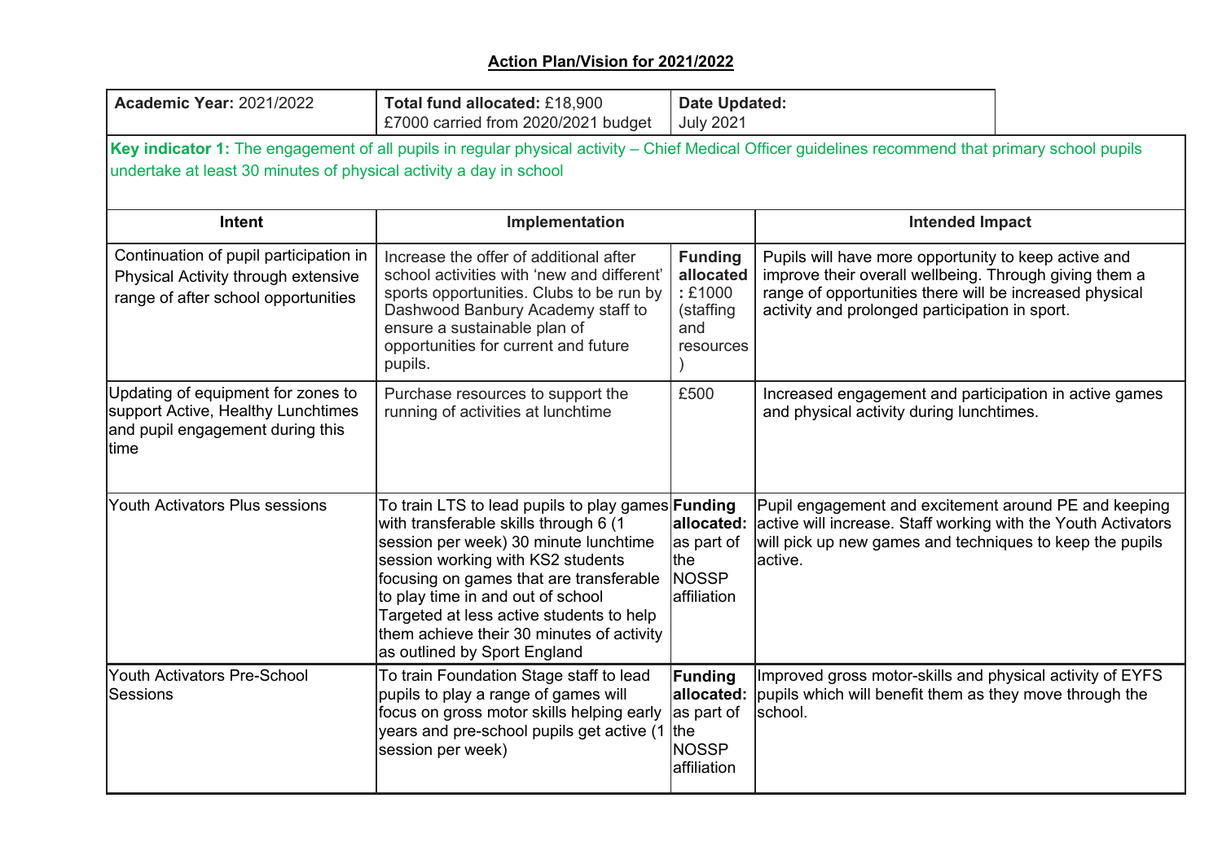## Action Plan/Vision for 2021/2022

| **Academic Year:** 2021/2022 | **Total fund allocated:** £18,900 £7000 carried from 2020/2021 budget | **Date Updated:** July 2021 | |
|---|---|---|---|

**Key indicator 1:** The engagement of all pupils in regular physical activity – Chief Medical Officer guidelines recommend that primary school pupils undertake at least 30 minutes of physical activity a day in school

| Intent | Implementation | | Intended Impact |
|---|---|---|---|
| Continuation of pupil participation in Physical Activity through extensive range of after school opportunities | Increase the offer of additional after school activities with 'new and different' sports opportunities. Clubs to be run by Dashwood Banbury Academy staff to ensure a sustainable plan of opportunities for current and future pupils. | **Funding allocated:** £1000 (staffing and resources) | Pupils will have more opportunity to keep active and improve their overall wellbeing. Through giving them a range of opportunities there will be increased physical activity and prolonged participation in sport. |
| Updating of equipment for zones to support Active, Healthy Lunchtimes and pupil engagement during this time | Purchase resources to support the running of activities at lunchtime | £500 | Increased engagement and participation in active games and physical activity during lunchtimes. |
| Youth Activators Plus sessions | To train LTS to lead pupils to play games with transferable skills through 6 (1 session per week) 30 minute lunchtime session working with KS2 students focusing on games that are transferable to play time in and out of school Targeted at less active students to help them achieve their 30 minutes of activity as outlined by Sport England | **Funding allocated:** as part of the NOSSP affiliation | Pupil engagement and excitement around PE and keeping active will increase. Staff working with the Youth Activators will pick up new games and techniques to keep the pupils active. |
| Youth Activators Pre-School Sessions | To train Foundation Stage staff to lead pupils to play a range of games will focus on gross motor skills helping early years and pre-school pupils get active (1 session per week) | **Funding allocated:** as part of the NOSSP affiliation | Improved gross motor-skills and physical activity of EYFS pupils which will benefit them as they move through the school. |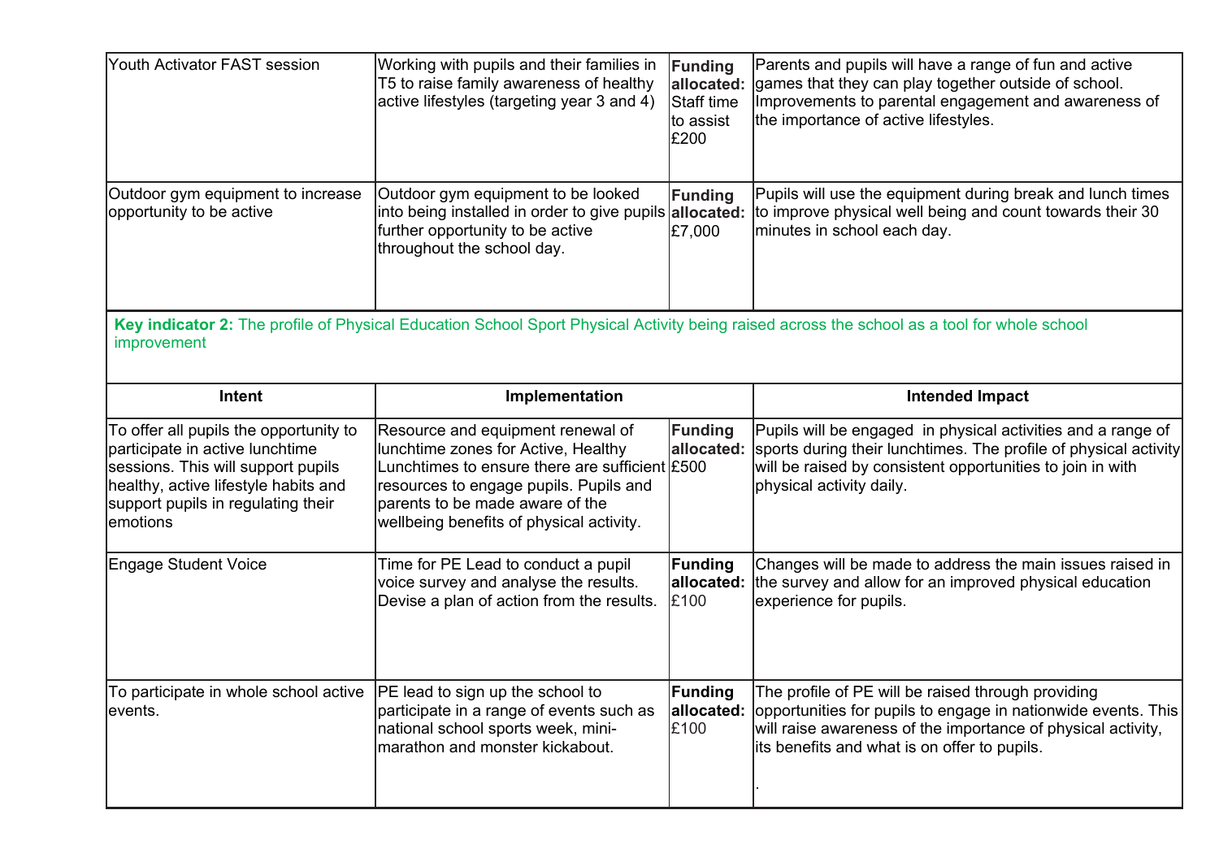| Intent | Implementation | | Intended Impact |
|---|---|---|---|
| Youth Activator FAST session | Working with pupils and their families in T5 to raise family awareness of healthy active lifestyles (targeting year 3 and 4) | **Funding allocated:** Staff time to assist £200 | Parents and pupils will have a range of fun and active games that they can play together outside of school. Improvements to parental engagement and awareness of the importance of active lifestyles. |
| Outdoor gym equipment to increase opportunity to be active | Outdoor gym equipment to be looked into being installed in order to give pupils further opportunity to be active throughout the school day. | **Funding allocated:** £7,000 | Pupils will use the equipment during break and lunch times to improve physical well being and count towards their 30 minutes in school each day. |

**Key indicator 2:** The profile of Physical Education School Sport Physical Activity being raised across the school as a tool for whole school improvement

| Intent | Implementation | | Intended Impact |
|---|---|---|---|
| To offer all pupils the opportunity to participate in active lunchtime sessions. This will support pupils healthy, active lifestyle habits and support pupils in regulating their emotions | Resource and equipment renewal of lunchtime zones for Active, Healthy Lunchtimes to ensure there are sufficient resources to engage pupils. Pupils and parents to be made aware of the wellbeing benefits of physical activity. | **Funding allocated:** £500 | Pupils will be engaged in physical activities and a range of sports during their lunchtimes. The profile of physical activity will be raised by consistent opportunities to join in with physical activity daily. |
| Engage Student Voice | Time for PE Lead to conduct a pupil voice survey and analyse the results. Devise a plan of action from the results. | **Funding allocated:** £100 | Changes will be made to address the main issues raised in the survey and allow for an improved physical education experience for pupils. |
| To participate in whole school active events. | PE lead to sign up the school to participate in a range of events such as national school sports week, mini-marathon and monster kickabout. | **Funding allocated:** £100 | The profile of PE will be raised through providing opportunities for pupils to engage in nationwide events. This will raise awareness of the importance of physical activity, its benefits and what is on offer to pupils. |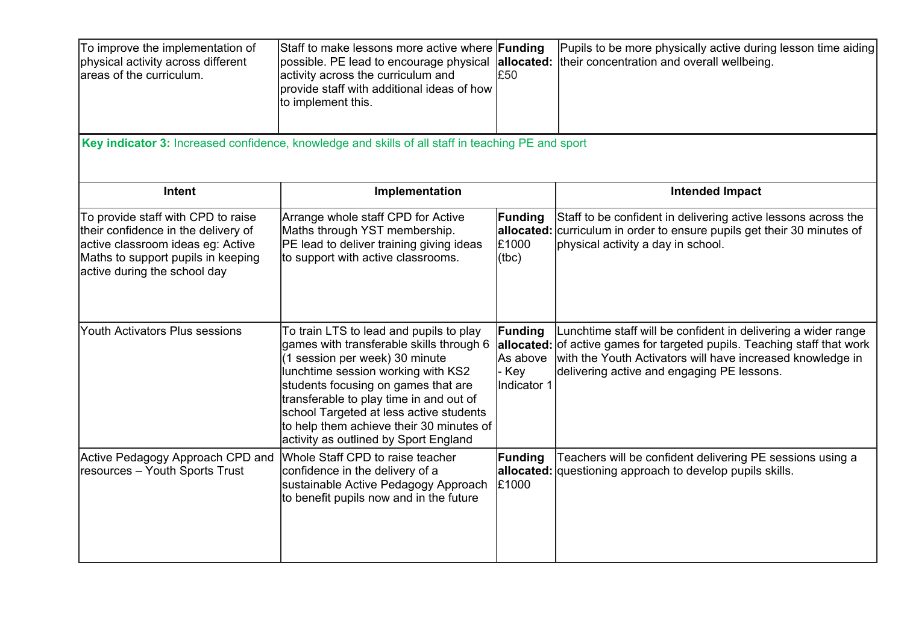| To improve the implementation of physical activity across different areas of the curriculum. | Staff to make lessons more active where possible. PE lead to encourage physical activity across the curriculum and provide staff with additional ideas of how to implement this. | **Funding allocated:** £50 | Pupils to be more physically active during lesson time aiding their concentration and overall wellbeing. |
|---|---|---|---|

**Key indicator 3:** Increased confidence, knowledge and skills of all staff in teaching PE and sport

| Intent | Implementation | | Intended Impact |
|---|---|---|---|
| To provide staff with CPD to raise their confidence in the delivery of active classroom ideas eg: Active Maths to support pupils in keeping active during the school day | Arrange whole staff CPD for Active Maths through YST membership. PE lead to deliver training giving ideas to support with active classrooms. | **Funding allocated:** £1000 (tbc) | Staff to be confident in delivering active lessons across the curriculum in order to ensure pupils get their 30 minutes of physical activity a day in school. |
| Youth Activators Plus sessions | To train LTS to lead and pupils to play games with transferable skills through 6 (1 session per week) 30 minute lunchtime session working with KS2 students focusing on games that are transferable to play time in and out of school Targeted at less active students to help them achieve their 30 minutes of activity as outlined by Sport England | **Funding allocated:** As above - Key Indicator 1 | Lunchtime staff will be confident in delivering a wider range of active games for targeted pupils. Teaching staff that work with the Youth Activators will have increased knowledge in delivering active and engaging PE lessons. |
| Active Pedagogy Approach CPD and resources – Youth Sports Trust | Whole Staff CPD to raise teacher confidence in the delivery of a sustainable Active Pedagogy Approach to benefit pupils now and in the future | **Funding allocated:** £1000 | Teachers will be confident delivering PE sessions using a questioning approach to develop pupils skills. |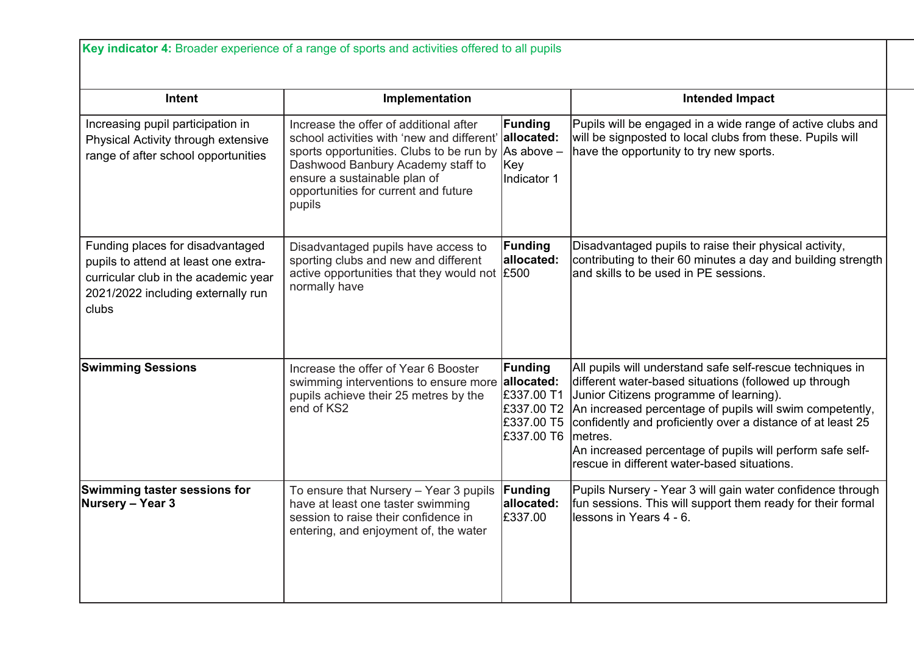**Key indicator 4:** Broader experience of a range of sports and activities offered to all pupils

| Intent | Implementation | | Intended Impact |
|---|---|---|---|
| Increasing pupil participation in Physical Activity through extensive range of after school opportunities | Increase the offer of additional after school activities with 'new and different' sports opportunities. Clubs to be run by Dashwood Banbury Academy staff to ensure a sustainable plan of opportunities for current and future pupils | **Funding allocated:** As above – Key Indicator 1 | Pupils will be engaged in a wide range of active clubs and will be signposted to local clubs from these. Pupils will have the opportunity to try new sports. |
| Funding places for disadvantaged pupils to attend at least one extra-curricular club in the academic year 2021/2022 including externally run clubs | Disadvantaged pupils have access to sporting clubs and new and different active opportunities that they would not normally have | **Funding allocated:** £500 | Disadvantaged pupils to raise their physical activity, contributing to their 60 minutes a day and building strength and skills to be used in PE sessions. |
| **Swimming Sessions** | Increase the offer of Year 6 Booster swimming interventions to ensure more pupils achieve their 25 metres by the end of KS2 | **Funding allocated:** £337.00 T1 £337.00 T2 £337.00 T5 £337.00 T6 | All pupils will understand safe self-rescue techniques in different water-based situations (followed up through Junior Citizens programme of learning). An increased percentage of pupils will swim competently, confidently and proficiently over a distance of at least 25 metres. An increased percentage of pupils will perform safe self-rescue in different water-based situations. |
| **Swimming taster sessions for Nursery – Year 3** | To ensure that Nursery – Year 3 pupils have at least one taster swimming session to raise their confidence in entering, and enjoyment of, the water | **Funding allocated:** £337.00 | Pupils Nursery - Year 3 will gain water confidence through fun sessions. This will support them ready for their formal lessons in Years 4 - 6. |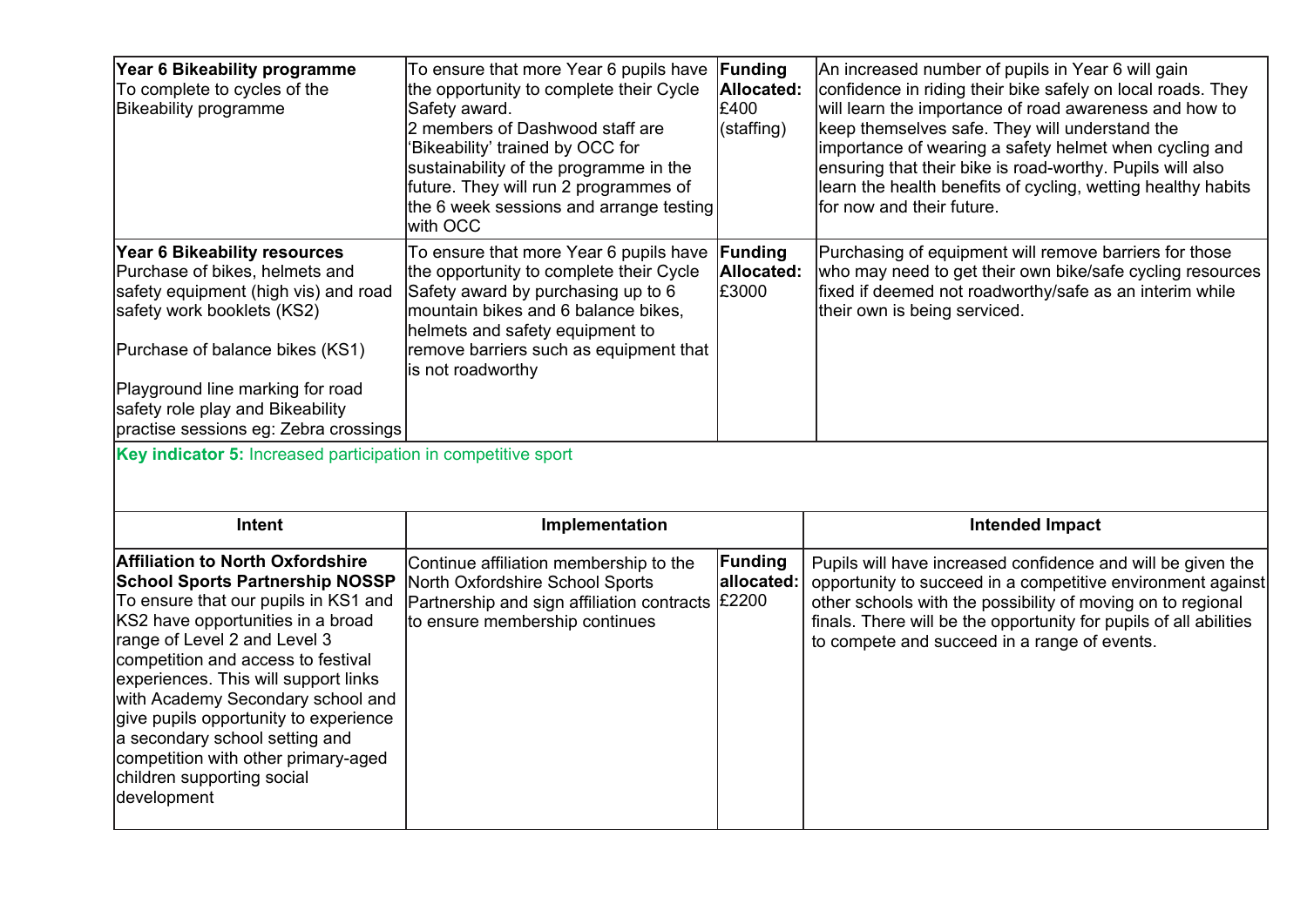| | | | |
|---|---|---|---|
| **Year 6 Bikeability programme**<br>To complete to cycles of the Bikeability programme | To ensure that more Year 6 pupils have the opportunity to complete their Cycle Safety award.<br>2 members of Dashwood staff are 'Bikeability' trained by OCC for sustainability of the programme in the future. They will run 2 programmes of the 6 week sessions and arrange testing with OCC | **Funding Allocated:**<br>£400 (staffing) | An increased number of pupils in Year 6 will gain confidence in riding their bike safely on local roads. They will learn the importance of road awareness and how to keep themselves safe. They will understand the importance of wearing a safety helmet when cycling and ensuring that their bike is road-worthy. Pupils will also learn the health benefits of cycling, wetting healthy habits for now and their future. |
| **Year 6 Bikeability resources**<br>Purchase of bikes, helmets and safety equipment (high vis) and road safety work booklets (KS2)<br><br>Purchase of balance bikes (KS1)<br><br>Playground line marking for road safety role play and Bikeability practise sessions eg: Zebra crossings | To ensure that more Year 6 pupils have the opportunity to complete their Cycle Safety award by purchasing up to 6 mountain bikes and 6 balance bikes, helmets and safety equipment to remove barriers such as equipment that is not roadworthy | **Funding Allocated:**<br>£3000 | Purchasing of equipment will remove barriers for those who may need to get their own bike/safe cycling resources fixed if deemed not roadworthy/safe as an interim while their own is being serviced. |

**Key indicator 5:** Increased participation in competitive sport

| Intent | Implementation | | Intended Impact |
|---|---|---|---|
| **Affiliation to North Oxfordshire School Sports Partnership NOSSP**<br>To ensure that our pupils in KS1 and KS2 have opportunities in a broad range of Level 2 and Level 3 competition and access to festival experiences. This will support links with Academy Secondary school and give pupils opportunity to experience a secondary school setting and competition with other primary-aged children supporting social development | Continue affiliation membership to the North Oxfordshire School Sports Partnership and sign affiliation contracts to ensure membership continues | **Funding allocated:**<br>£2200 | Pupils will have increased confidence and will be given the opportunity to succeed in a competitive environment against other schools with the possibility of moving on to regional finals. There will be the opportunity for pupils of all abilities to compete and succeed in a range of events. |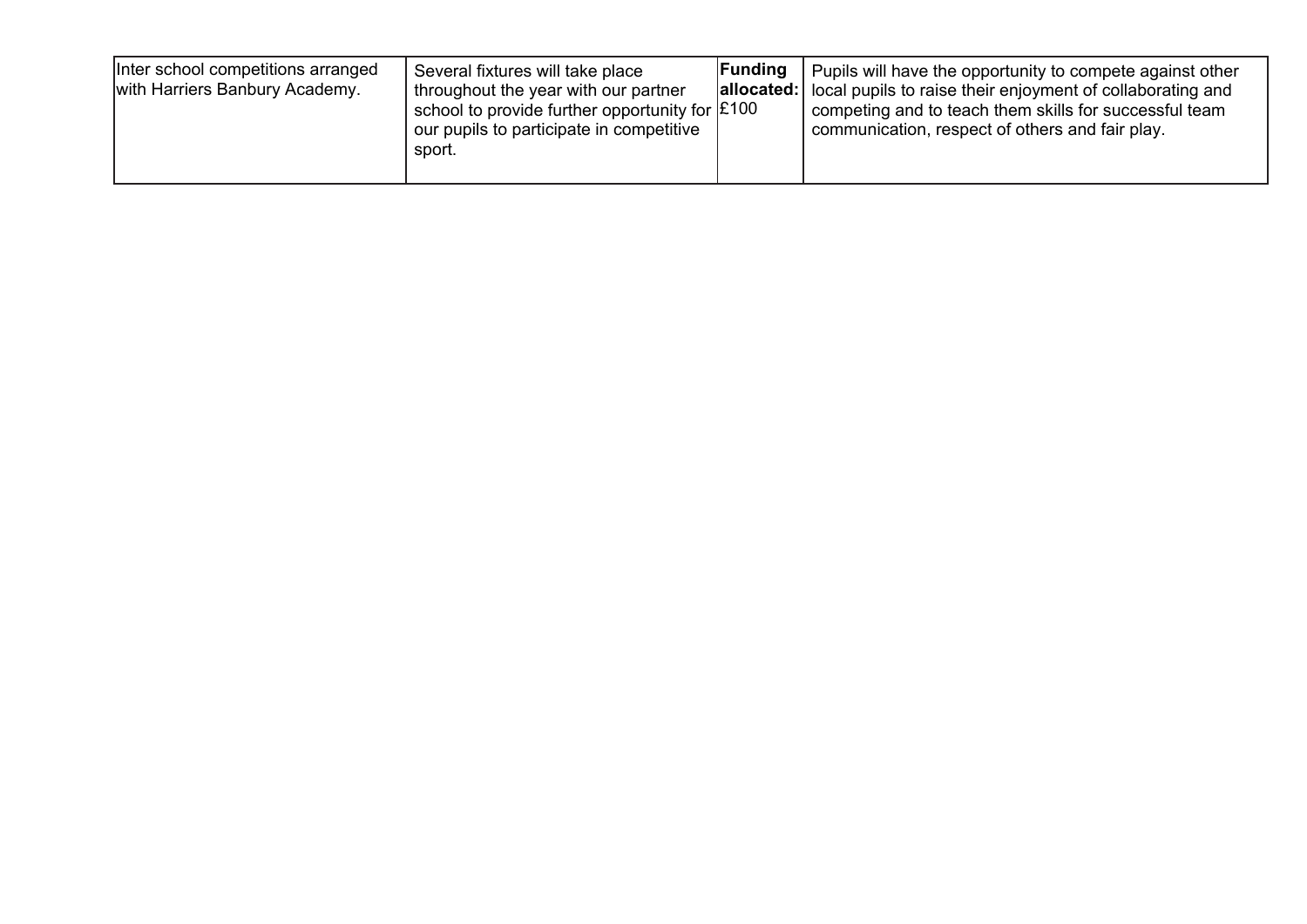| | | | |
|---|---|---|---|
| Inter school competitions arranged with Harriers Banbury Academy. | Several fixtures will take place throughout the year with our partner school to provide further opportunity for our pupils to participate in competitive sport. | **Funding allocated:** £100 | Pupils will have the opportunity to compete against other local pupils to raise their enjoyment of collaborating and competing and to teach them skills for successful team communication, respect of others and fair play. |